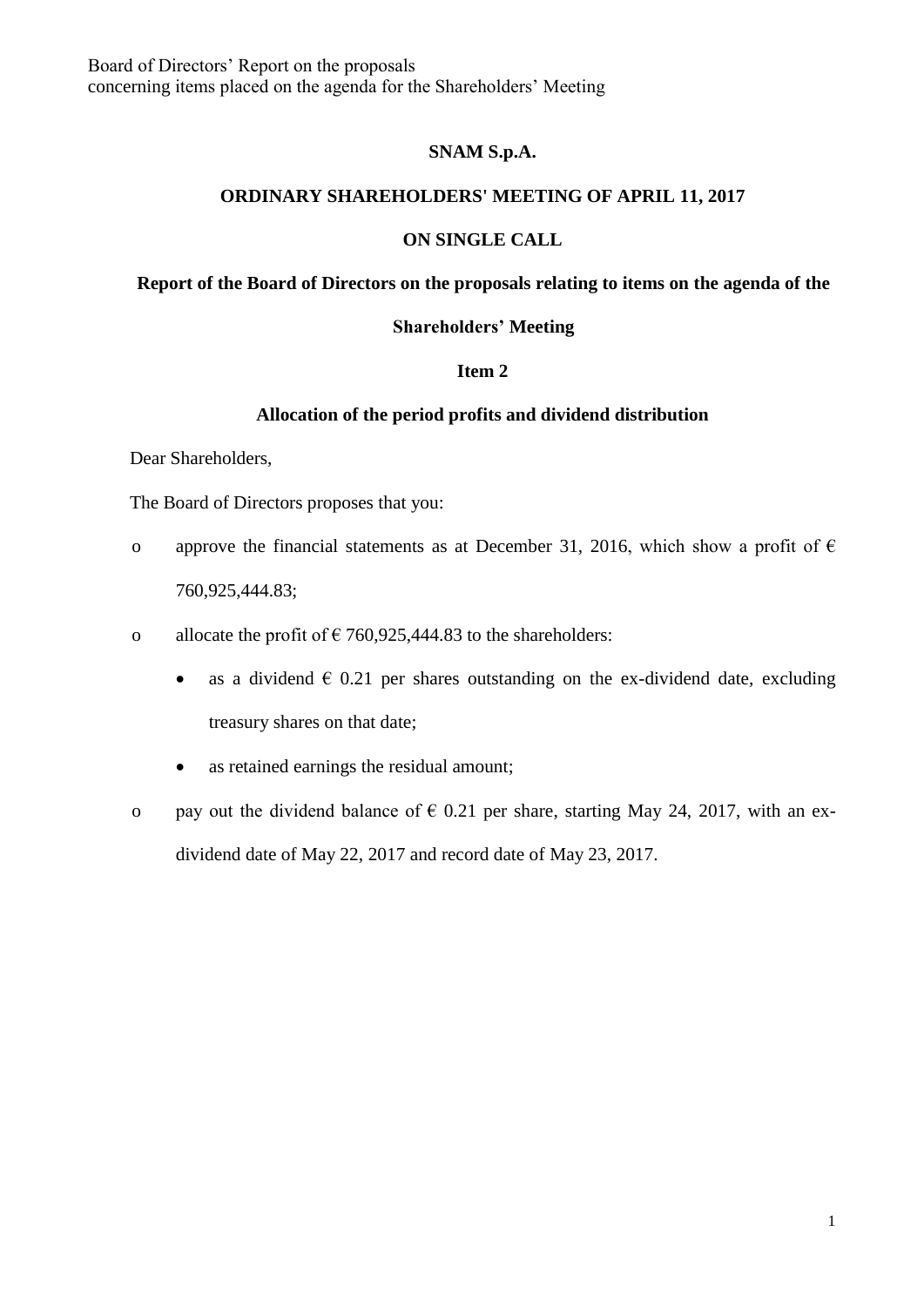Board of Directors' Report on the proposals
concerning items placed on the agenda for the Shareholders' Meeting

**SNAM S.p.A.**

**ORDINARY SHAREHOLDERS' MEETING OF APRIL 11, 2017**

**ON SINGLE CALL**

**Report of the Board of Directors on the proposals relating to items on the agenda of the Shareholders' Meeting**

**Item 2**

**Allocation of the period profits and dividend distribution**

Dear Shareholders,

The Board of Directors proposes that you:

- approve the financial statements as at December 31, 2016, which show a profit of € 760,925,444.83;
- allocate the profit of € 760,925,444.83 to the shareholders:
  - as a dividend € 0.21 per shares outstanding on the ex-dividend date, excluding treasury shares on that date;
  - as retained earnings the residual amount;
- pay out the dividend balance of € 0.21 per share, starting May 24, 2017, with an ex-dividend date of May 22, 2017 and record date of May 23, 2017.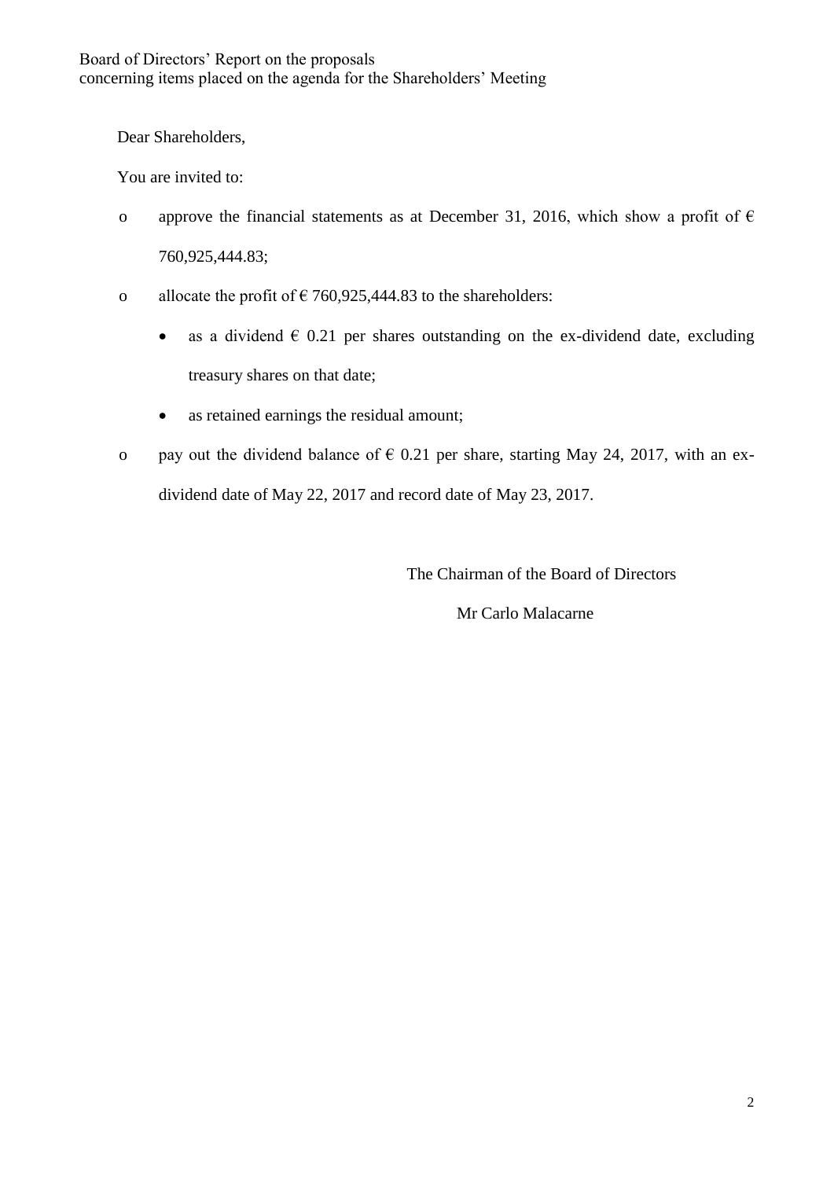Board of Directors' Report on the proposals
concerning items placed on the agenda for the Shareholders' Meeting

Dear Shareholders,

You are invited to:

- approve the financial statements as at December 31, 2016, which show a profit of € 760,925,444.83;
- allocate the profit of € 760,925,444.83 to the shareholders:
  - as a dividend € 0.21 per shares outstanding on the ex-dividend date, excluding treasury shares on that date;
  - as retained earnings the residual amount;
- pay out the dividend balance of € 0.21 per share, starting May 24, 2017, with an ex-dividend date of May 22, 2017 and record date of May 23, 2017.

The Chairman of the Board of Directors

Mr Carlo Malacarne